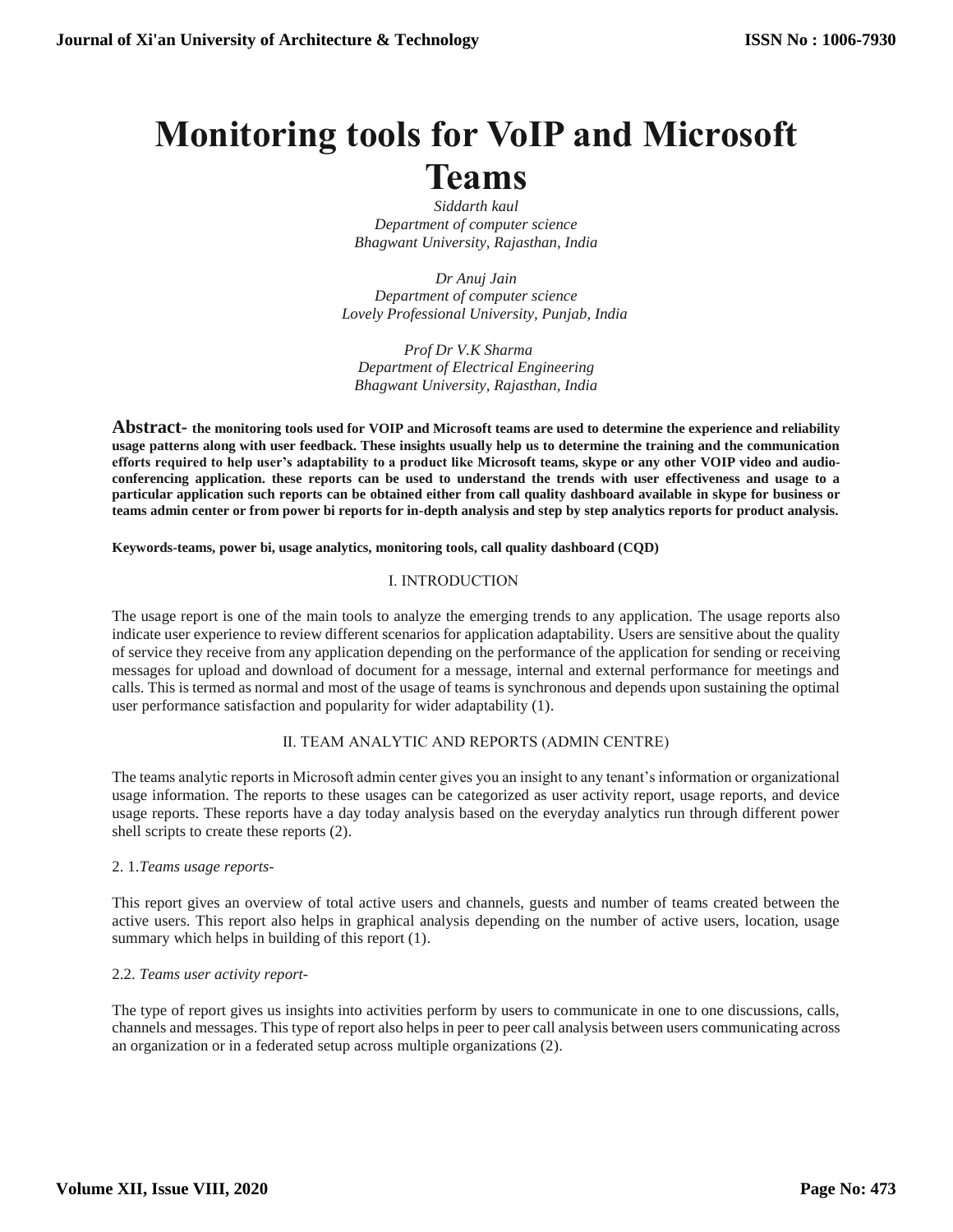# Monitoring tools for VoIP and Microsoft Teams

*Siddarth kaul*
*Department of computer science*
*Bhagwant University, Rajasthan, India*

*Dr Anuj Jain*
*Department of computer science*
*Lovely Professional University, Punjab, India*

*Prof Dr V.K Sharma*
*Department of Electrical Engineering*
*Bhagwant University, Rajasthan, India*

**Abstract- the monitoring tools used for VOIP and Microsoft teams are used to determine the experience and reliability usage patterns along with user feedback. These insights usually help us to determine the training and the communication efforts required to help user's adaptability to a product like Microsoft teams, skype or any other VOIP video and audio-conferencing application. these reports can be used to understand the trends with user effectiveness and usage to a particular application such reports can be obtained either from call quality dashboard available in skype for business or teams admin center or from power bi reports for in-depth analysis and step by step analytics reports for product analysis.**

**Keywords-teams, power bi, usage analytics, monitoring tools, call quality dashboard (CQD)**

## I. INTRODUCTION

The usage report is one of the main tools to analyze the emerging trends to any application. The usage reports also indicate user experience to review different scenarios for application adaptability. Users are sensitive about the quality of service they receive from any application depending on the performance of the application for sending or receiving messages for upload and download of document for a message, internal and external performance for meetings and calls. This is termed as normal and most of the usage of teams is synchronous and depends upon sustaining the optimal user performance satisfaction and popularity for wider adaptability (1).

## II. TEAM ANALYTIC AND REPORTS (ADMIN CENTRE)

The teams analytic reports in Microsoft admin center gives you an insight to any tenant's information or organizational usage information. The reports to these usages can be categorized as user activity report, usage reports, and device usage reports. These reports have a day today analysis based on the everyday analytics run through different power shell scripts to create these reports (2).

### 2. 1.*Teams usage reports-*

This report gives an overview of total active users and channels, guests and number of teams created between the active users. This report also helps in graphical analysis depending on the number of active users, location, usage summary which helps in building of this report (1).

### 2.2. *Teams user activity report-*

The type of report gives us insights into activities perform by users to communicate in one to one discussions, calls, channels and messages. This type of report also helps in peer to peer call analysis between users communicating across an organization or in a federated setup across multiple organizations (2).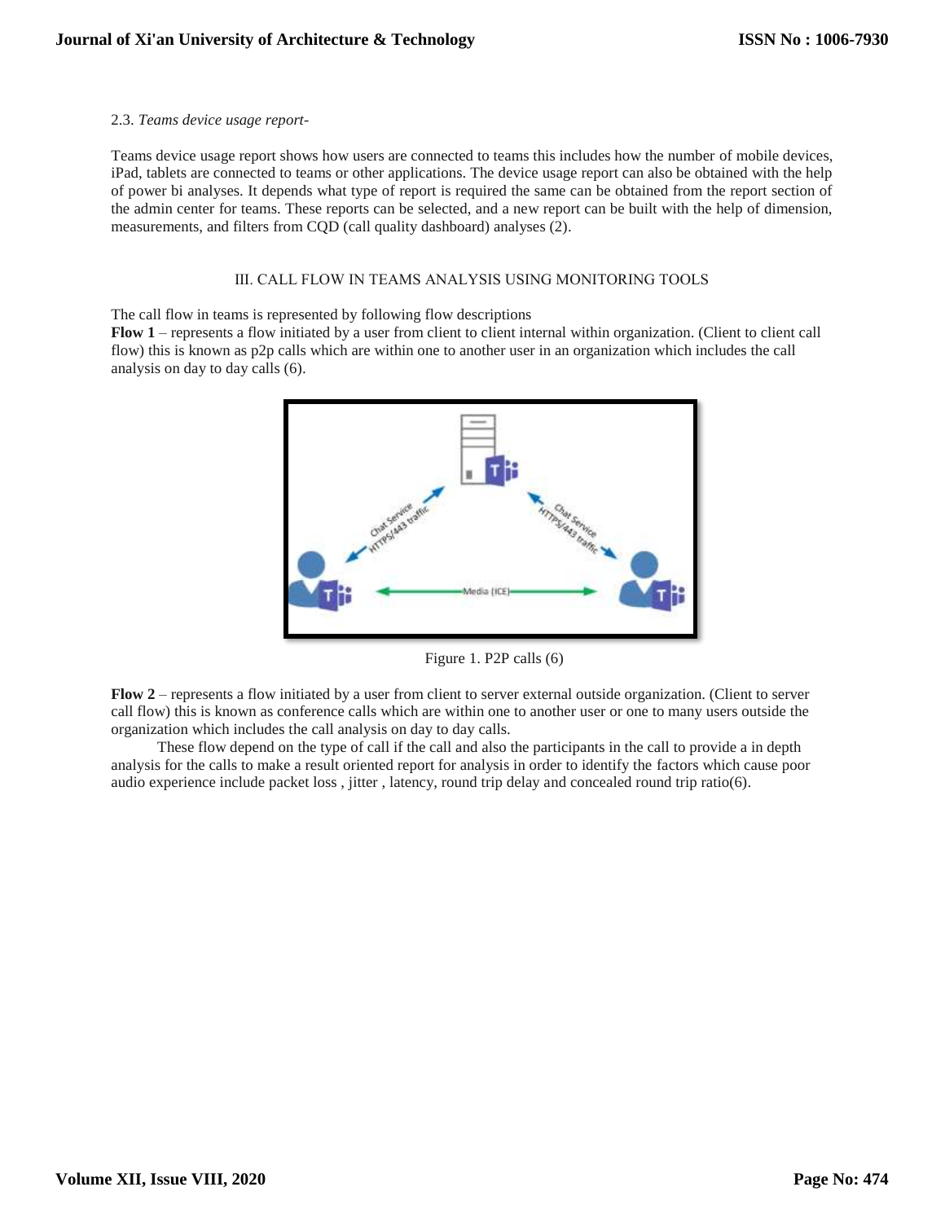2.3. *Teams device usage report-*

Teams device usage report shows how users are connected to teams this includes how the number of mobile devices, iPad, tablets are connected to teams or other applications. The device usage report can also be obtained with the help of power bi analyses. It depends what type of report is required the same can be obtained from the report section of the admin center for teams. These reports can be selected, and a new report can be built with the help of dimension, measurements, and filters from CQD (call quality dashboard) analyses (2).

## III. CALL FLOW IN TEAMS ANALYSIS USING MONITORING TOOLS

The call flow in teams is represented by following flow descriptions

**Flow 1** – represents a flow initiated by a user from client to client internal within organization. (Client to client call flow) this is known as p2p calls which are within one to another user in an organization which includes the call analysis on day to day calls (6).

Figure 1. P2P calls (6)

**Flow 2** – represents a flow initiated by a user from client to server external outside organization. (Client to server call flow) this is known as conference calls which are within one to another user or one to many users outside the organization which includes the call analysis on day to day calls.

These flow depend on the type of call if the call and also the participants in the call to provide a in depth analysis for the calls to make a result oriented report for analysis in order to identify the factors which cause poor audio experience include packet loss , jitter , latency, round trip delay and concealed round trip ratio(6).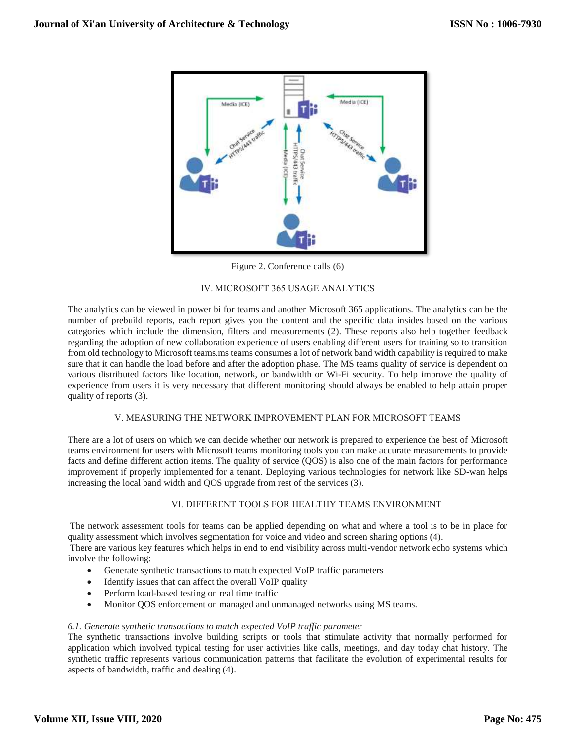Figure 2. Conference calls (6)

## IV. MICROSOFT 365 USAGE ANALYTICS

The analytics can be viewed in power bi for teams and another Microsoft 365 applications. The analytics can be the number of prebuild reports, each report gives you the content and the specific data insides based on the various categories which include the dimension, filters and measurements (2). These reports also help together feedback regarding the adoption of new collaboration experience of users enabling different users for training so to transition from old technology to Microsoft teams.ms teams consumes a lot of network band width capability is required to make sure that it can handle the load before and after the adoption phase. The MS teams quality of service is dependent on various distributed factors like location, network, or bandwidth or Wi-Fi security. To help improve the quality of experience from users it is very necessary that different monitoring should always be enabled to help attain proper quality of reports (3).

## V. MEASURING THE NETWORK IMPROVEMENT PLAN FOR MICROSOFT TEAMS

There are a lot of users on which we can decide whether our network is prepared to experience the best of Microsoft teams environment for users with Microsoft teams monitoring tools you can make accurate measurements to provide facts and define different action items. The quality of service (QOS) is also one of the main factors for performance improvement if properly implemented for a tenant. Deploying various technologies for network like SD-wan helps increasing the local band width and QOS upgrade from rest of the services (3).

## VI. DIFFERENT TOOLS FOR HEALTHY TEAMS ENVIRONMENT

The network assessment tools for teams can be applied depending on what and where a tool is to be in place for quality assessment which involves segmentation for voice and video and screen sharing options (4).

There are various key features which helps in end to end visibility across multi-vendor network echo systems which involve the following:

- Generate synthetic transactions to match expected VoIP traffic parameters
- Identify issues that can affect the overall VoIP quality
- Perform load-based testing on real time traffic
- Monitor QOS enforcement on managed and unmanaged networks using MS teams.

### *6.1. Generate synthetic transactions to match expected VoIP traffic parameter*

The synthetic transactions involve building scripts or tools that stimulate activity that normally performed for application which involved typical testing for user activities like calls, meetings, and day today chat history. The synthetic traffic represents various communication patterns that facilitate the evolution of experimental results for aspects of bandwidth, traffic and dealing (4).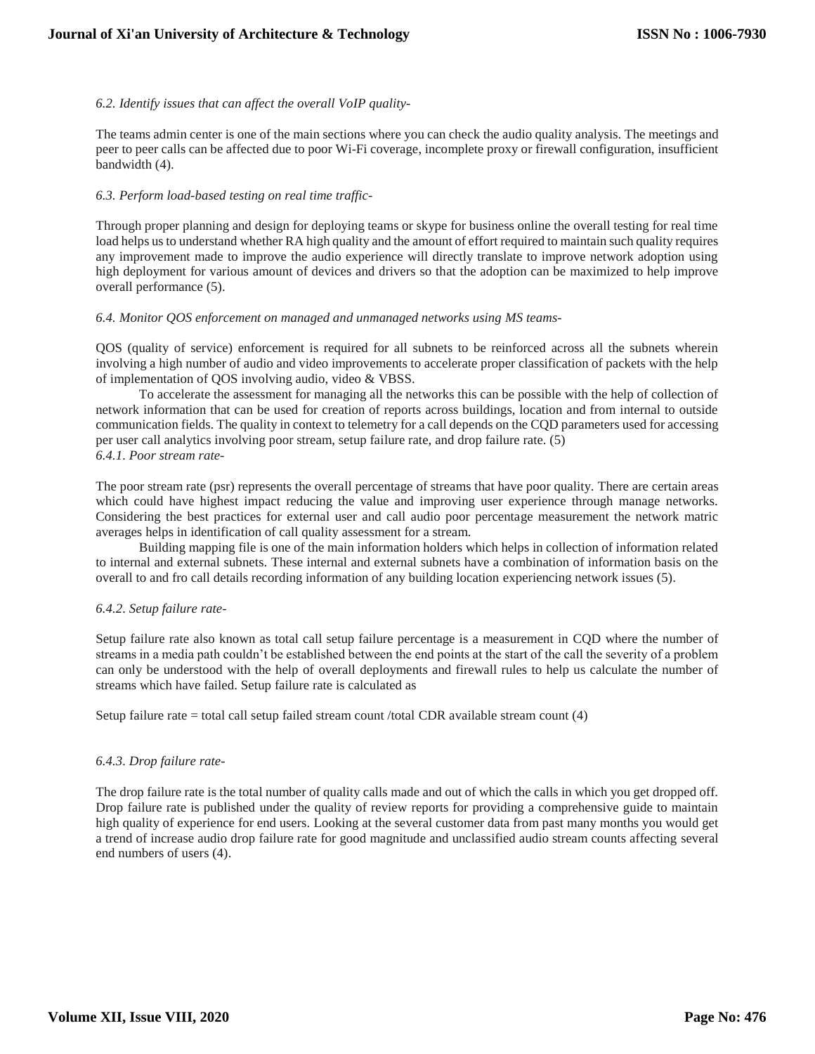*6.2. Identify issues that can affect the overall VoIP quality-*

The teams admin center is one of the main sections where you can check the audio quality analysis. The meetings and peer to peer calls can be affected due to poor Wi-Fi coverage, incomplete proxy or firewall configuration, insufficient bandwidth (4).

*6.3. Perform load-based testing on real time traffic-*

Through proper planning and design for deploying teams or skype for business online the overall testing for real time load helps us to understand whether RA high quality and the amount of effort required to maintain such quality requires any improvement made to improve the audio experience will directly translate to improve network adoption using high deployment for various amount of devices and drivers so that the adoption can be maximized to help improve overall performance (5).

*6.4. Monitor QOS enforcement on managed and unmanaged networks using MS teams-*

QOS (quality of service) enforcement is required for all subnets to be reinforced across all the subnets wherein involving a high number of audio and video improvements to accelerate proper classification of packets with the help of implementation of QOS involving audio, video & VBSS.

To accelerate the assessment for managing all the networks this can be possible with the help of collection of network information that can be used for creation of reports across buildings, location and from internal to outside communication fields. The quality in context to telemetry for a call depends on the CQD parameters used for accessing per user call analytics involving poor stream, setup failure rate, and drop failure rate. (5)

*6.4.1. Poor stream rate-*

The poor stream rate (psr) represents the overall percentage of streams that have poor quality. There are certain areas which could have highest impact reducing the value and improving user experience through manage networks. Considering the best practices for external user and call audio poor percentage measurement the network matric averages helps in identification of call quality assessment for a stream.

Building mapping file is one of the main information holders which helps in collection of information related to internal and external subnets. These internal and external subnets have a combination of information basis on the overall to and fro call details recording information of any building location experiencing network issues (5).

*6.4.2. Setup failure rate-*

Setup failure rate also known as total call setup failure percentage is a measurement in CQD where the number of streams in a media path couldn't be established between the end points at the start of the call the severity of a problem can only be understood with the help of overall deployments and firewall rules to help us calculate the number of streams which have failed. Setup failure rate is calculated as

Setup failure rate = total call setup failed stream count /total CDR available stream count (4)

*6.4.3. Drop failure rate-*

The drop failure rate is the total number of quality calls made and out of which the calls in which you get dropped off. Drop failure rate is published under the quality of review reports for providing a comprehensive guide to maintain high quality of experience for end users. Looking at the several customer data from past many months you would get a trend of increase audio drop failure rate for good magnitude and unclassified audio stream counts affecting several end numbers of users (4).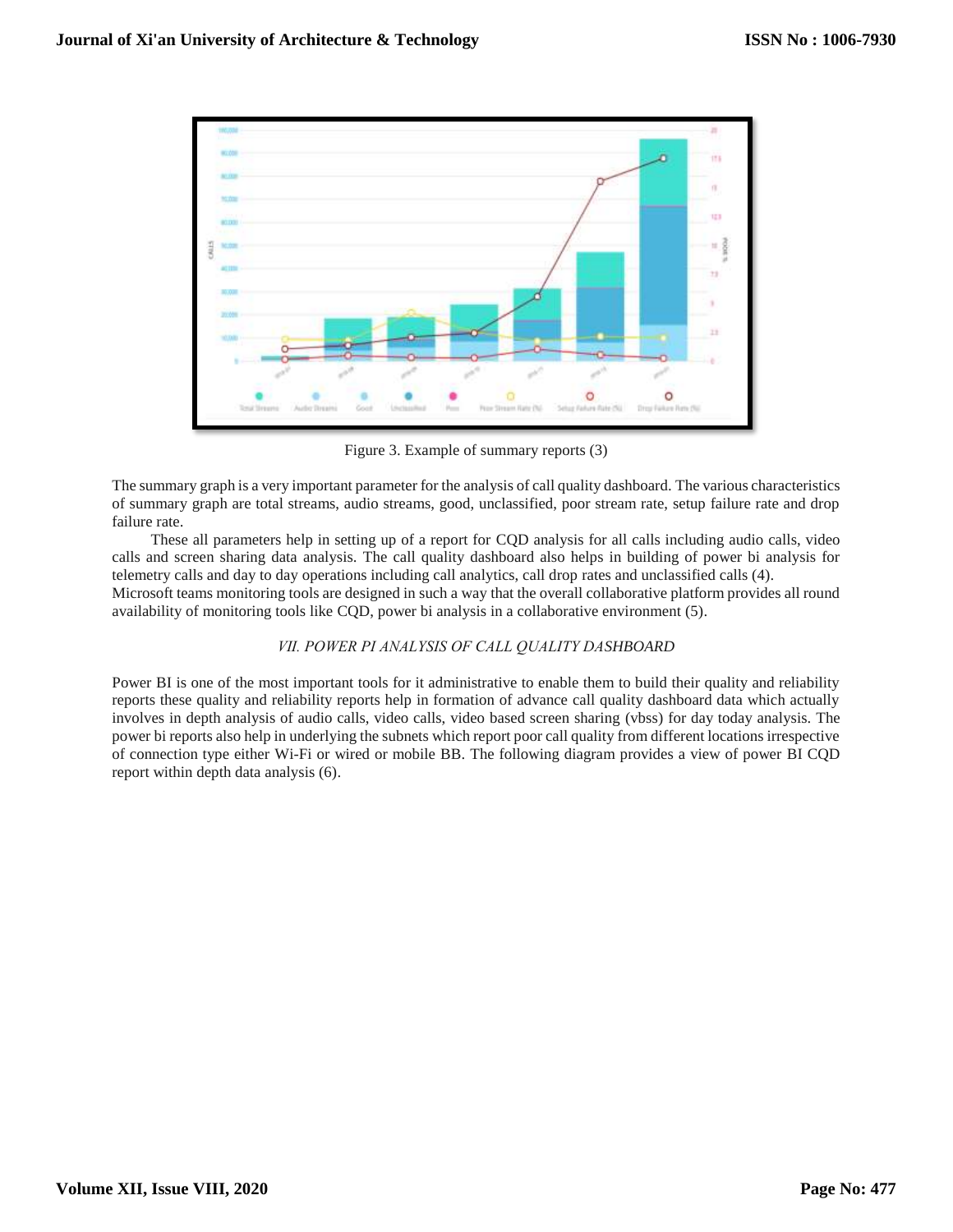Figure 3. Example of summary reports (3)

The summary graph is a very important parameter for the analysis of call quality dashboard. The various characteristics of summary graph are total streams, audio streams, good, unclassified, poor stream rate, setup failure rate and drop failure rate.

These all parameters help in setting up of a report for CQD analysis for all calls including audio calls, video calls and screen sharing data analysis. The call quality dashboard also helps in building of power bi analysis for telemetry calls and day to day operations including call analytics, call drop rates and unclassified calls (4).
Microsoft teams monitoring tools are designed in such a way that the overall collaborative platform provides all round availability of monitoring tools like CQD, power bi analysis in a collaborative environment (5).

## *VII. POWER PI ANALYSIS OF CALL QUALITY DASHBOARD*

Power BI is one of the most important tools for it administrative to enable them to build their quality and reliability reports these quality and reliability reports help in formation of advance call quality dashboard data which actually involves in depth analysis of audio calls, video calls, video based screen sharing (vbss) for day today analysis. The power bi reports also help in underlying the subnets which report poor call quality from different locations irrespective of connection type either Wi-Fi or wired or mobile BB. The following diagram provides a view of power BI CQD report within depth data analysis (6).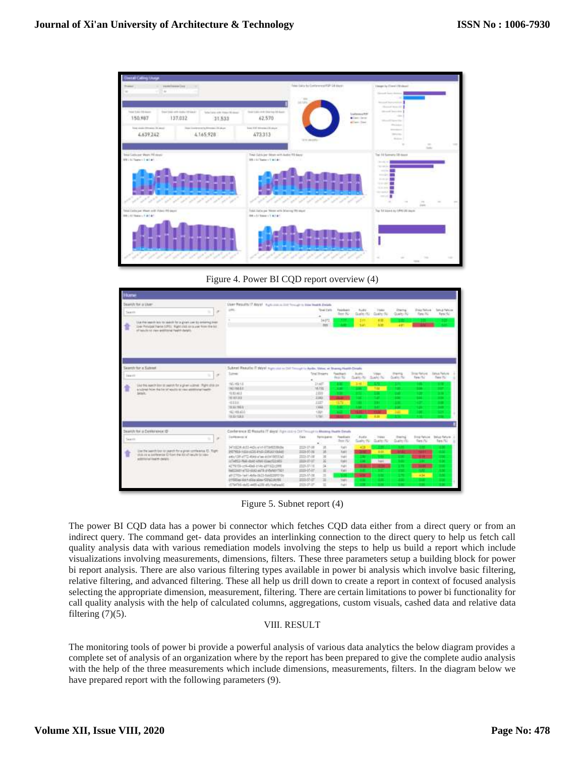Figure 4. Power BI CQD report overview (4)

Figure 5. Subnet report (4)

The power BI CQD data has a power bi connector which fetches CQD data either from a direct query or from an indirect query. The command get- data provides an interlinking connection to the direct query to help us fetch call quality analysis data with various remediation models involving the steps to help us build a report which include visualizations involving measurements, dimensions, filters. These three parameters setup a building block for power bi report analysis. There are also various filtering types available in power bi analysis which involve basic filtering, relative filtering, and advanced filtering. These all help us drill down to create a report in context of focused analysis selecting the appropriate dimension, measurement, filtering. There are certain limitations to power bi functionality for call quality analysis with the help of calculated columns, aggregations, custom visuals, cashed data and relative data filtering (7)(5).

## VIII. RESULT

The monitoring tools of power bi provide a powerful analysis of various data analytics the below diagram provides a complete set of analysis of an organization where by the report has been prepared to give the complete audio analysis with the help of the three measurements which include dimensions, measurements, filters. In the diagram below we have prepared report with the following parameters (9).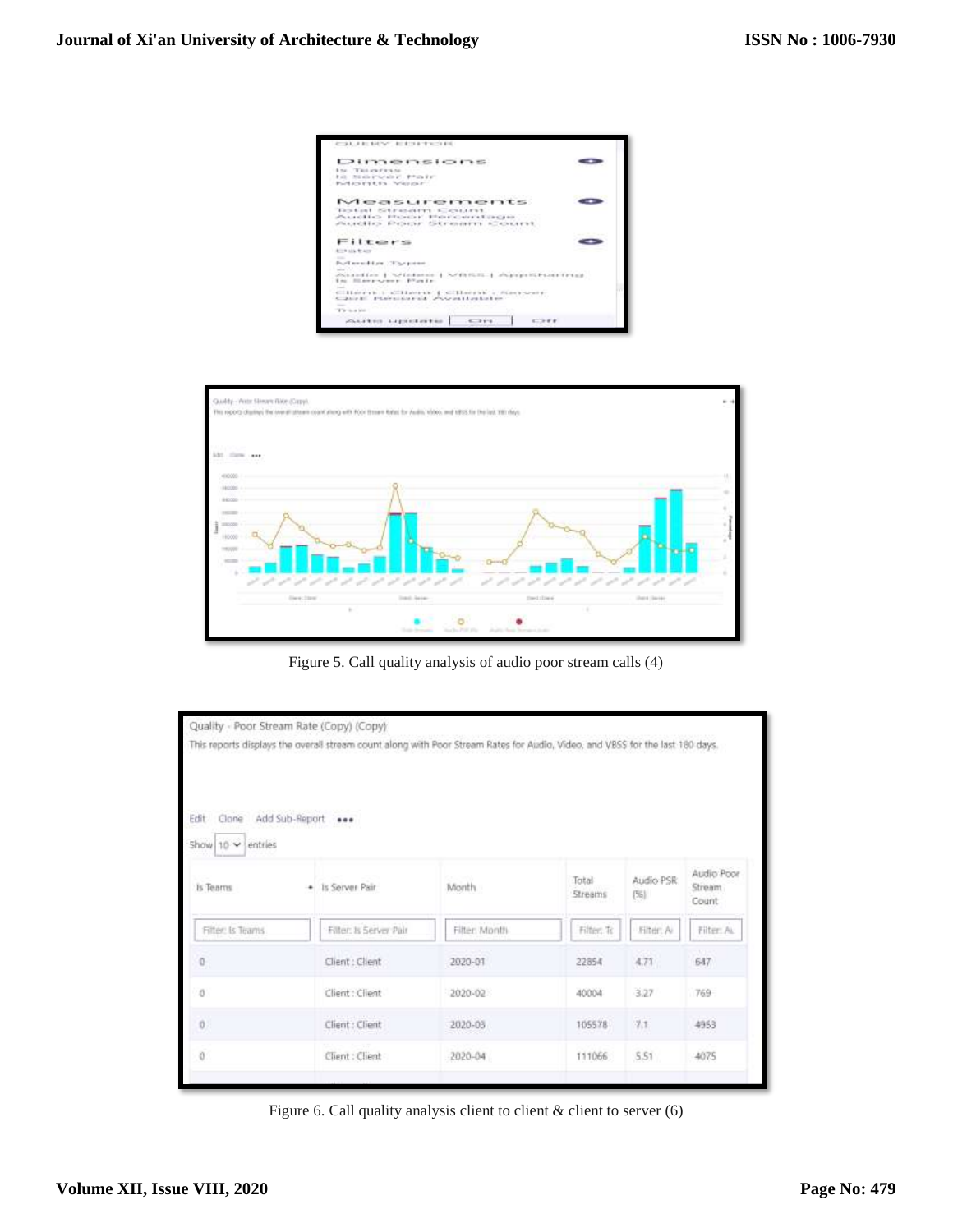Figure 5. Call quality analysis of audio poor stream calls (4)

Figure 6. Call quality analysis client to client & client to server (6)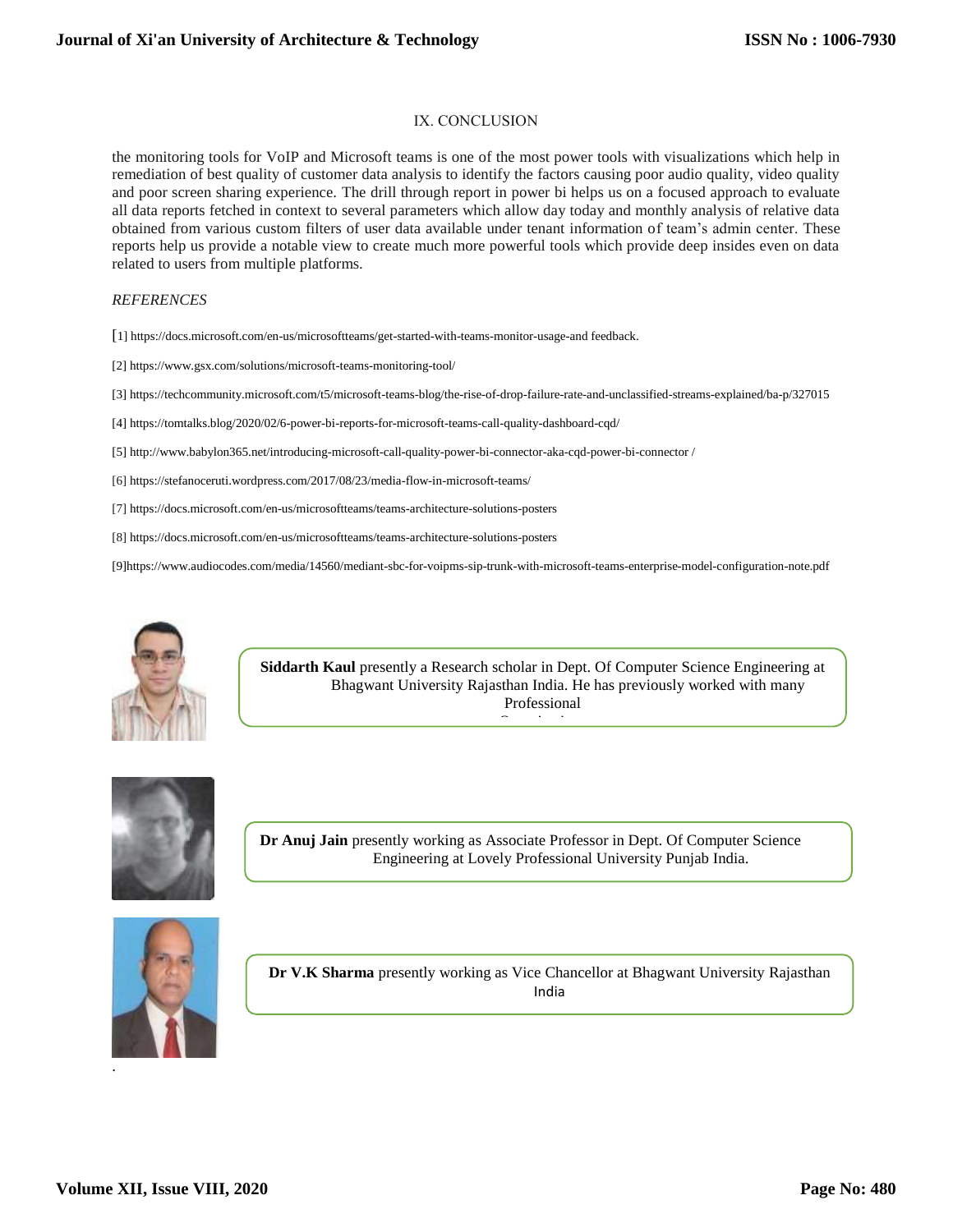## IX. CONCLUSION

the monitoring tools for VoIP and Microsoft teams is one of the most power tools with visualizations which help in remediation of best quality of customer data analysis to identify the factors causing poor audio quality, video quality and poor screen sharing experience. The drill through report in power bi helps us on a focused approach to evaluate all data reports fetched in context to several parameters which allow day today and monthly analysis of relative data obtained from various custom filters of user data available under tenant information of team's admin center. These reports help us provide a notable view to create much more powerful tools which provide deep insides even on data related to users from multiple platforms.

*REFERENCES*

[1] https://docs.microsoft.com/en-us/microsoftteams/get-started-with-teams-monitor-usage-and feedback.

[2] https://www.gsx.com/solutions/microsoft-teams-monitoring-tool/

[3] https://techcommunity.microsoft.com/t5/microsoft-teams-blog/the-rise-of-drop-failure-rate-and-unclassified-streams-explained/ba-p/327015

[4] https://tomtalks.blog/2020/02/6-power-bi-reports-for-microsoft-teams-call-quality-dashboard-cqd/

[5] http://www.babylon365.net/introducing-microsoft-call-quality-power-bi-connector-aka-cqd-power-bi-connector /

[6] https://stefanoceruti.wordpress.com/2017/08/23/media-flow-in-microsoft-teams/

[7] https://docs.microsoft.com/en-us/microsoftteams/teams-architecture-solutions-posters

[8] https://docs.microsoft.com/en-us/microsoftteams/teams-architecture-solutions-posters

[9]https://www.audiocodes.com/media/14560/mediant-sbc-for-voipms-sip-trunk-with-microsoft-teams-enterprise-model-configuration-note.pdf

**Siddarth Kaul** presently a Research scholar in Dept. Of Computer Science Engineering at Bhagwant University Rajasthan India. He has previously worked with many Professional

**Dr Anuj Jain** presently working as Associate Professor in Dept. Of Computer Science Engineering at Lovely Professional University Punjab India.

**Dr V.K Sharma** presently working as Vice Chancellor at Bhagwant University Rajasthan India